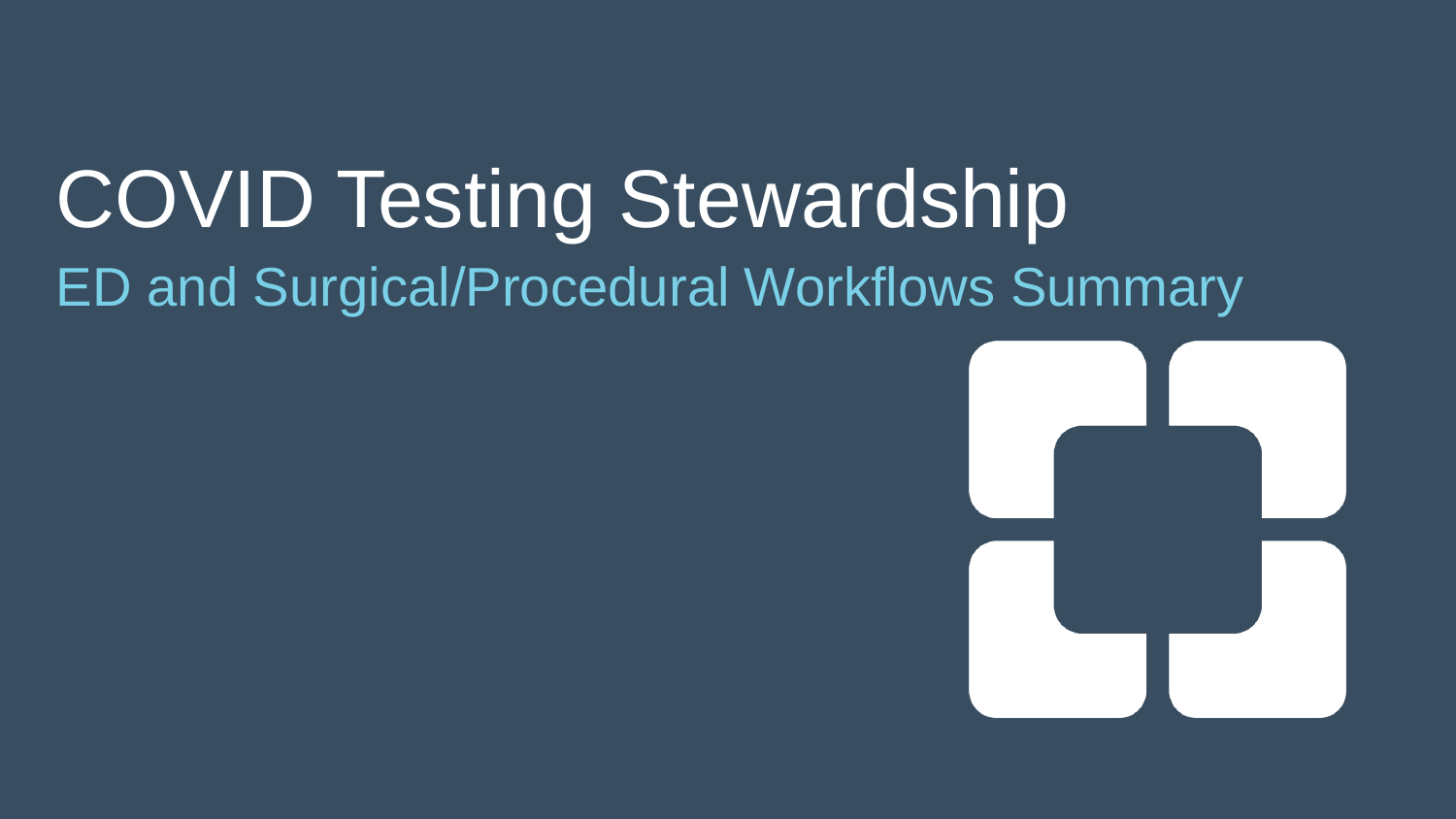# COVID Testing Stewardship

## ED and Surgical/Procedural Workflows Summary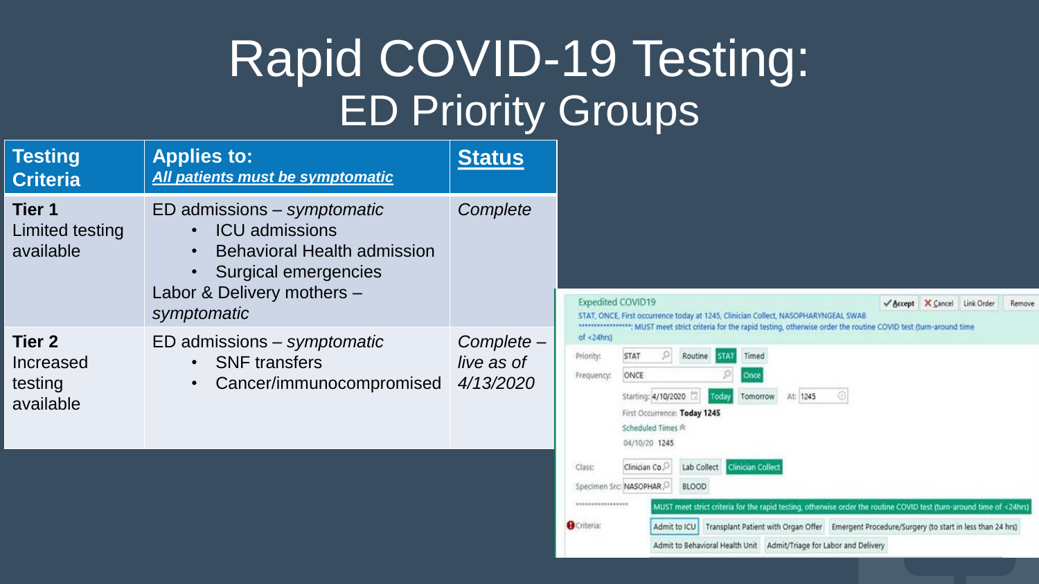# Rapid COVID-19 Testing:
## ED Priority Groups

| Testing Criteria | Applies to: ***All patients must be symptomatic*** | Status |
|---|---|---|
| **Tier 1** Limited testing available | ED admissions – *symptomatic* <br>• ICU admissions <br>• Behavioral Health admission <br>• Surgical emergencies <br>Labor & Delivery mothers – *symptomatic* | *Complete* |
| **Tier 2** Increased testing available | ED admissions – *symptomatic* <br>• SNF transfers <br>• Cancer/immunocompromised | *Complete – live as of 4/13/2020* |

Expedited COVID19

STAT, ONCE, First occurrence today at 1245, Clinician Collect, NASOPHARYNGEAL SWAB

*****************: MUST meet strict criteria for the rapid testing, otherwise order the routine COVID test (turn-around time of <24hrs)

Accept | Cancel | Link Order | Remove

Priority: STAT — Routine | STAT | Timed

Frequency: ONCE — Once

Starting: 4/10/2020 — Today | Tomorrow — At: 1245

First Occurrence: Today 1245

Scheduled Times

04/10/20 1245

Class: Clinician Co — Lab Collect | Clinician Collect

Specimen Src: NASOPHAR — BLOOD

*****************: MUST meet strict criteria for the rapid testing, otherwise order the routine COVID test (turn-around time of <24hrs)

Criteria: Admit to ICU | Transplant Patient with Organ Offer | Emergent Procedure/Surgery (to start in less than 24 hrs) | Admit to Behavioral Health Unit | Admit/Triage for Labor and Delivery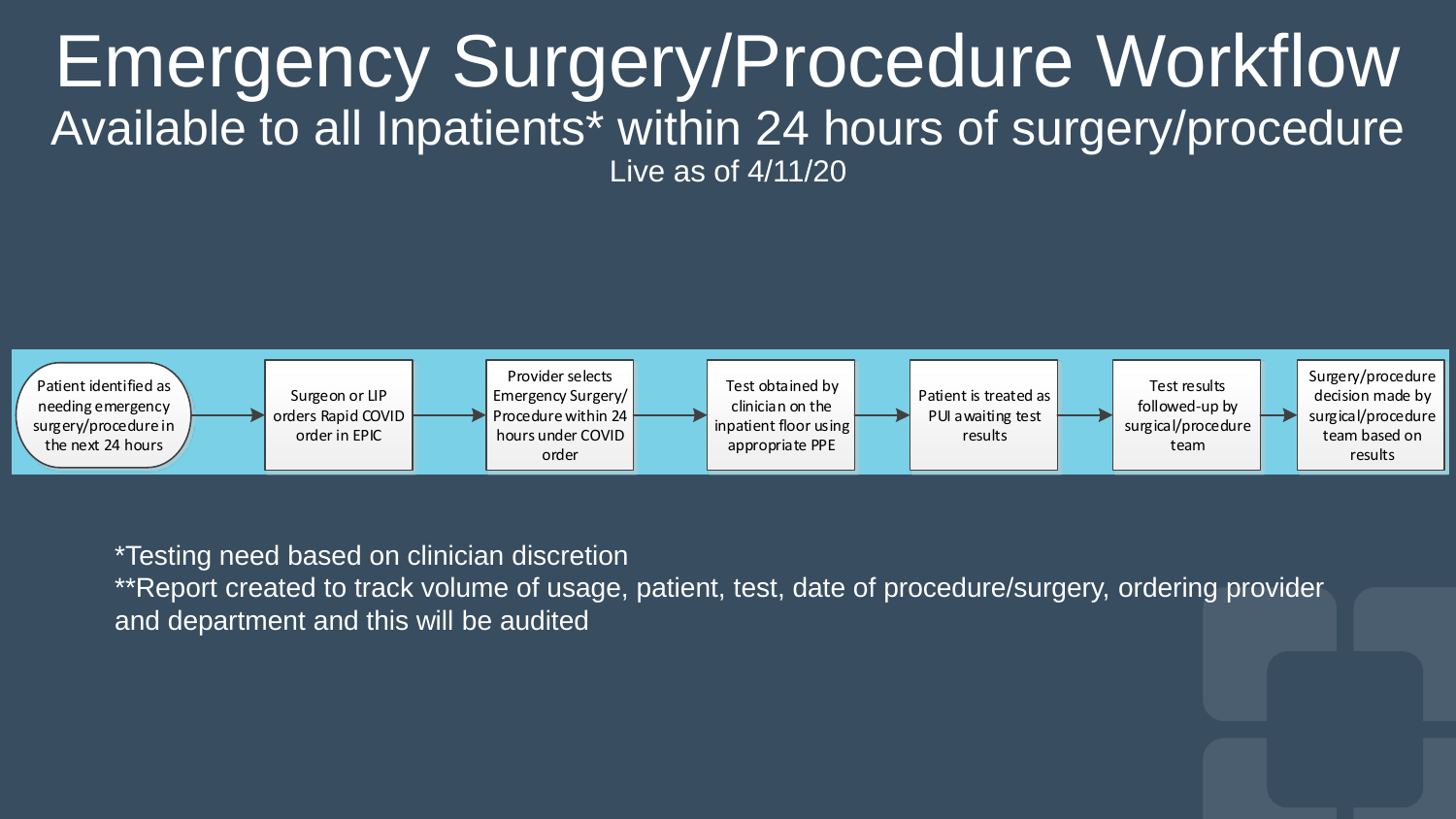# Emergency Surgery/Procedure Workflow

## Available to all Inpatients* within 24 hours of surgery/procedure

Live as of 4/11/20

Patient identified as needing emergency surgery/procedure in the next 24 hours → Surgeon or LIP orders Rapid COVID order in EPIC → Provider selects Emergency Surgery/ Procedure within 24 hours under COVID order → Test obtained by clinician on the inpatient floor using appropriate PPE → Patient is treated as PUI awaiting test results → Test results followed-up by surgical/procedure team → Surgery/procedure decision made by surgical/procedure team based on results

*Testing need based on clinician discretion

**Report created to track volume of usage, patient, test, date of procedure/surgery, ordering provider and department and this will be audited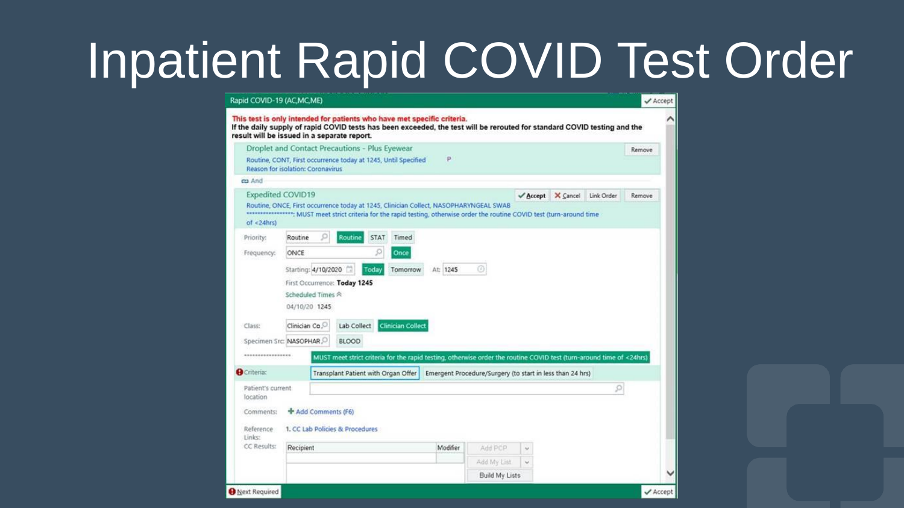# Inpatient Rapid COVID Test Order

Rapid COVID-19 (AC,MC,ME) ✓ Accept

**This test is only intended for patients who have met specific criteria.**
**If the daily supply of rapid COVID tests has been exceeded, the test will be rerouted for standard COVID testing and the result will be issued in a separate report.**

Droplet and Contact Precautions - Plus Eyewear — Remove
Routine, CONT, First occurrence today at 1245, Until Specified — P
Reason for isolation: Coronavirus

And

Expedited COVID19 — ✓ Accept | ✗ Cancel | Link Order | Remove
Routine, ONCE, First occurrence today at 1245, Clinician Collect, NASOPHARYNGEAL SWAB
****************: MUST meet strict criteria for the rapid testing, otherwise order the routine COVID test (turn-around time of <24hrs)

Priority: Routine | Routine | STAT | Timed

Frequency: ONCE | Once

Starting: 4/10/2020 | Today | Tomorrow | At: 1245

First Occurrence: Today 1245

Scheduled Times

04/10/20 1245

Class: Clinician Co | Lab Collect | Clinician Collect

Specimen Src: NASOPHAR | BLOOD

****************: MUST meet strict criteria for the rapid testing, otherwise order the routine COVID test (turn-around time of <24hrs)

Criteria: Transplant Patient with Organ Offer | Emergent Procedure/Surgery (to start in less than 24 hrs)

Patient's current location:

Comments: + Add Comments (F6)

Reference Links: 1. CC Lab Policies & Procedures

CC Results:

| Recipient | Modifier |
|---|---|
| | |

Add PCP | Add My List | Build My Lists

Next Required — ✓ Accept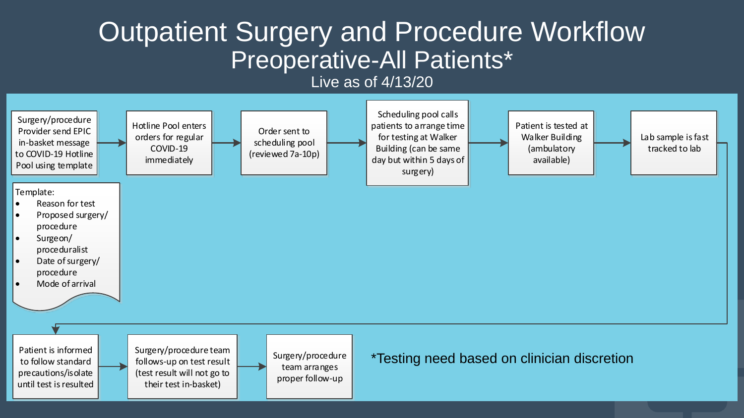# Outpatient Surgery and Procedure Workflow

## Preoperative-All Patients*

Live as of 4/13/20

1. Surgery/procedure Provider send EPIC in-basket message to COVID-19 Hotline Pool using template
2. Hotline Pool enters orders for regular COVID-19 immediately
3. Order sent to scheduling pool (reviewed 7a-10p)
4. Scheduling pool calls patients to arrange time for testing at Walker Building (can be same day but within 5 days of surgery)
5. Patient is tested at Walker Building (ambulatory available)
6. Lab sample is fast tracked to lab
7. Patient is informed to follow standard precautions/isolate until test is resulted
8. Surgery/procedure team follows-up on test result (test result will not go to their test in-basket)
9. Surgery/procedure team arranges proper follow-up

Template:

- Reason for test
- Proposed surgery/ procedure
- Surgeon/ proceduralist
- Date of surgery/ procedure
- Mode of arrival

*Testing need based on clinician discretion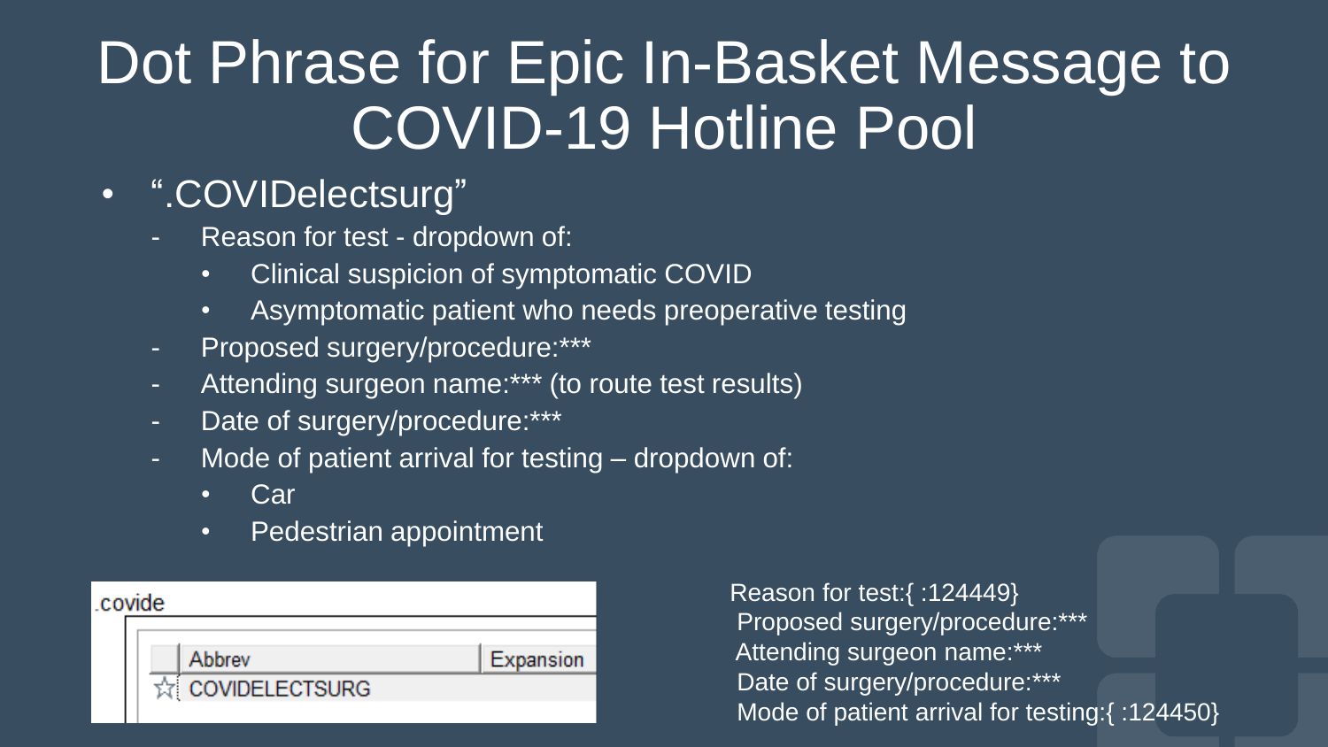# Dot Phrase for Epic In-Basket Message to COVID-19 Hotline Pool

- ".COVIDelectsurg"
  - Reason for test - dropdown of:
    - Clinical suspicion of symptomatic COVID
    - Asymptomatic patient who needs preoperative testing
  - Proposed surgery/procedure:***
  - Attending surgeon name:*** (to route test results)
  - Date of surgery/procedure:***
  - Mode of patient arrival for testing – dropdown of:
    - Car
    - Pedestrian appointment

.covide

| Abbrev | Expansion |
| --- | --- |
| COVIDELECTSURG | |

Reason for test:{ :124449}
Proposed surgery/procedure:***
Attending surgeon name:***
Date of surgery/procedure:***
Mode of patient arrival for testing:{ :124450}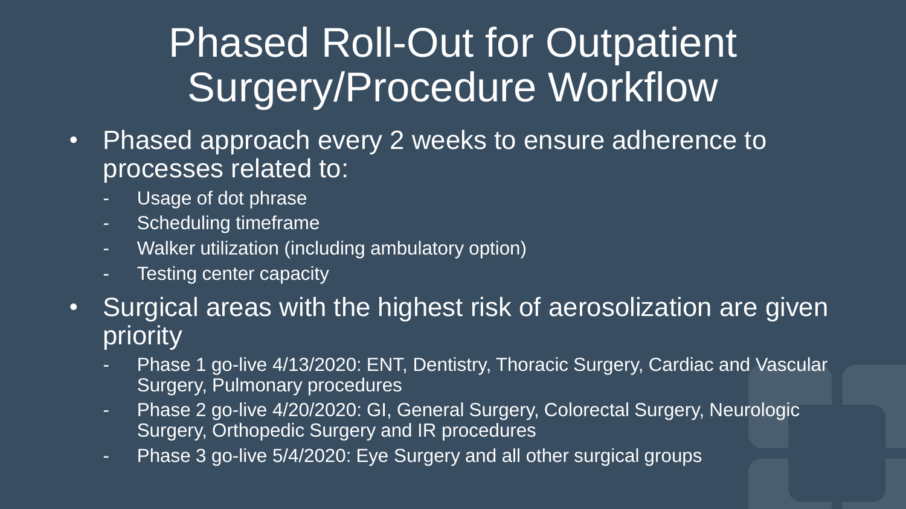# Phased Roll-Out for Outpatient Surgery/Procedure Workflow

- Phased approach every 2 weeks to ensure adherence to processes related to:
  - Usage of dot phrase
  - Scheduling timeframe
  - Walker utilization (including ambulatory option)
  - Testing center capacity
- Surgical areas with the highest risk of aerosolization are given priority
  - Phase 1 go-live 4/13/2020: ENT, Dentistry, Thoracic Surgery, Cardiac and Vascular Surgery, Pulmonary procedures
  - Phase 2 go-live 4/20/2020: GI, General Surgery, Colorectal Surgery, Neurologic Surgery, Orthopedic Surgery and IR procedures
  - Phase 3 go-live 5/4/2020: Eye Surgery and all other surgical groups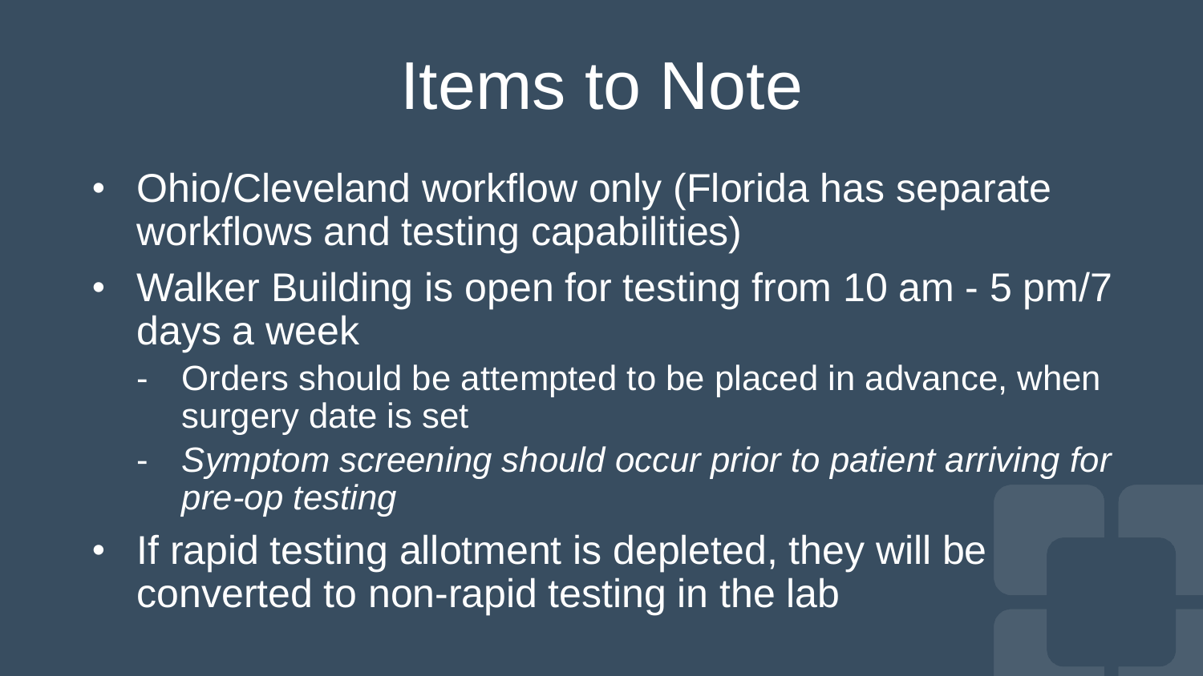# Items to Note

- Ohio/Cleveland workflow only (Florida has separate workflows and testing capabilities)
- Walker Building is open for testing from 10 am - 5 pm/7 days a week
    - Orders should be attempted to be placed in advance, when surgery date is set
    - *Symptom screening should occur prior to patient arriving for pre-op testing*
- If rapid testing allotment is depleted, they will be converted to non-rapid testing in the lab